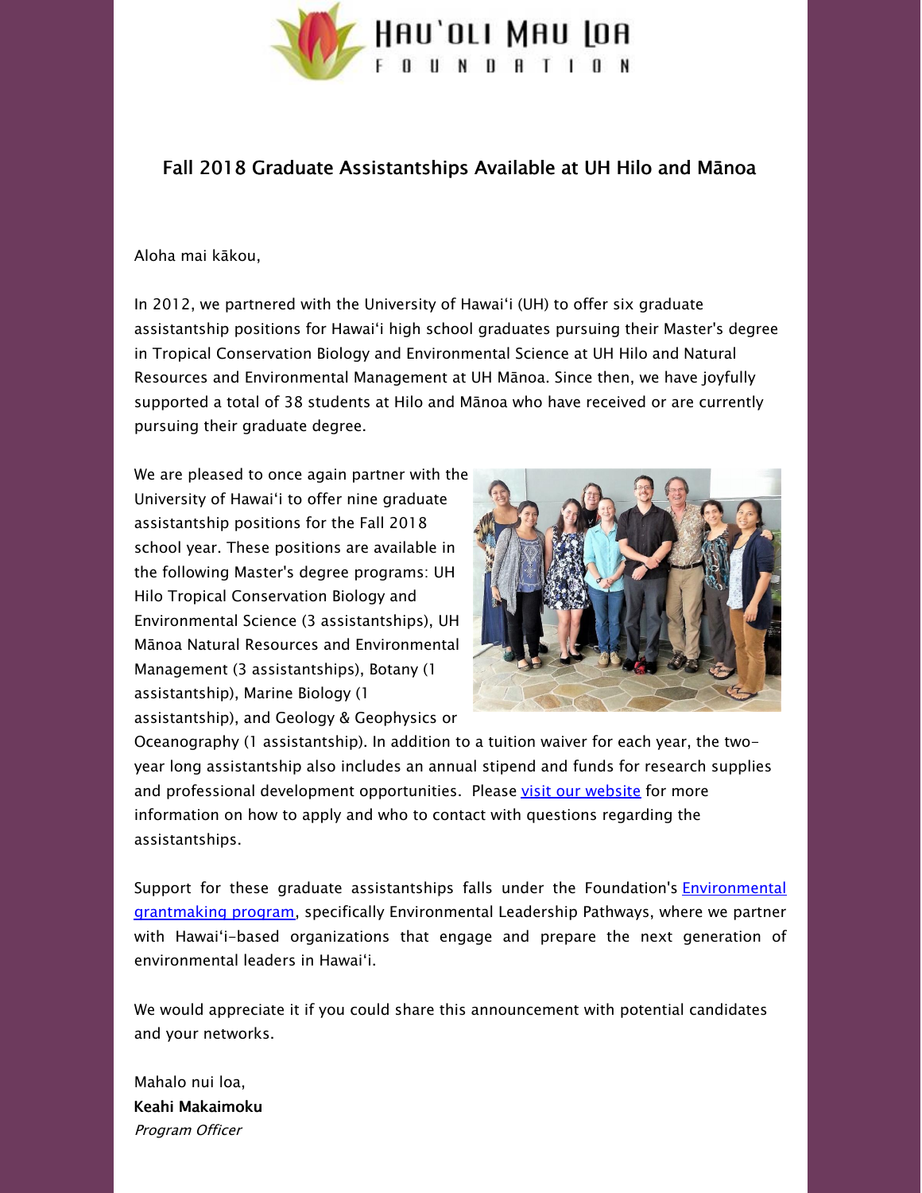# Hau'oli Mau Loa Foundation

## Fall 2018 Graduate Assistantships Available at UH Hilo and Mānoa

Aloha mai kākou,

In 2012, we partnered with the University of Hawai'i (UH) to offer six graduate assistantship positions for Hawai'i high school graduates pursuing their Master's degree in Tropical Conservation Biology and Environmental Science at UH Hilo and Natural Resources and Environmental Management at UH Mānoa. Since then, we have joyfully supported a total of 38 students at Hilo and Mānoa who have received or are currently pursuing their graduate degree.

We are pleased to once again partner with the University of Hawai'i to offer nine graduate assistantship positions for the Fall 2018 school year. These positions are available in the following Master's degree programs: UH Hilo Tropical Conservation Biology and Environmental Science (3 assistantships), UH Mānoa Natural Resources and Environmental Management (3 assistantships), Botany (1 assistantship), Marine Biology (1 assistantship), and Geology & Geophysics or Oceanography (1 assistantship). In addition to a tuition waiver for each year, the two-year long assistantship also includes an annual stipend and funds for research supplies and professional development opportunities. Please visit our website for more information on how to apply and who to contact with questions regarding the assistantships.

Support for these graduate assistantships falls under the Foundation's Environmental grantmaking program, specifically Environmental Leadership Pathways, where we partner with Hawai'i-based organizations that engage and prepare the next generation of environmental leaders in Hawai'i.

We would appreciate it if you could share this announcement with potential candidates and your networks.

Mahalo nui loa,
**Keahi Makaimoku**
*Program Officer*